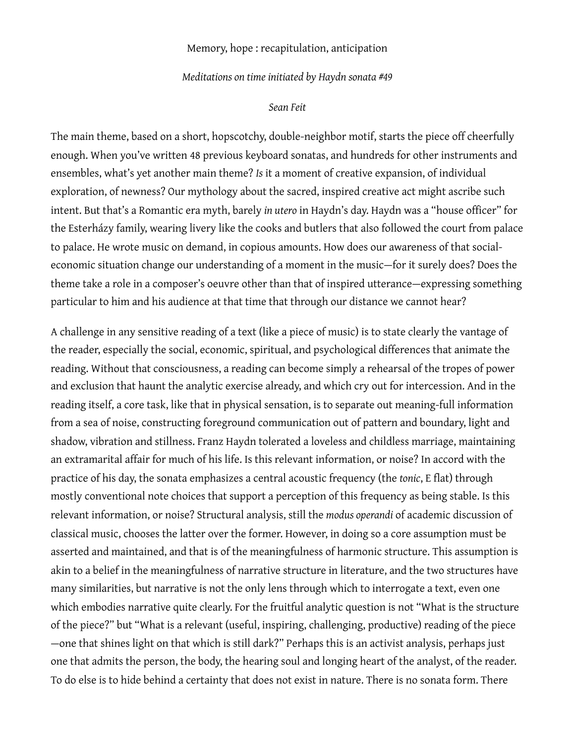# Memory, hope : recapitulation, anticipation

*Meditations on time initiated by Haydn sonata #49*

*Sean Feit*

The main theme, based on a short, hopscotchy, double-neighbor motif, starts the piece off cheerfully enough. When you've written 48 previous keyboard sonatas, and hundreds for other instruments and ensembles, what's yet another main theme? *Is* it a moment of creative expansion, of individual exploration, of newness? Our mythology about the sacred, inspired creative act might ascribe such intent. But that's a Romantic era myth, barely *in utero* in Haydn's day. Haydn was a "house officer" for the Esterházy family, wearing livery like the cooks and butlers that also followed the court from palace to palace. He wrote music on demand, in copious amounts. How does our awareness of that social-economic situation change our understanding of a moment in the music—for it surely does? Does the theme take a role in a composer's oeuvre other than that of inspired utterance—expressing something particular to him and his audience at that time that through our distance we cannot hear?

A challenge in any sensitive reading of a text (like a piece of music) is to state clearly the vantage of the reader, especially the social, economic, spiritual, and psychological differences that animate the reading. Without that consciousness, a reading can become simply a rehearsal of the tropes of power and exclusion that haunt the analytic exercise already, and which cry out for intercession. And in the reading itself, a core task, like that in physical sensation, is to separate out meaning-full information from a sea of noise, constructing foreground communication out of pattern and boundary, light and shadow, vibration and stillness. Franz Haydn tolerated a loveless and childless marriage, maintaining an extramarital affair for much of his life. Is this relevant information, or noise? In accord with the practice of his day, the sonata emphasizes a central acoustic frequency (the *tonic*, E flat) through mostly conventional note choices that support a perception of this frequency as being stable. Is this relevant information, or noise? Structural analysis, still the *modus operandi* of academic discussion of classical music, chooses the latter over the former. However, in doing so a core assumption must be asserted and maintained, and that is of the meaningfulness of harmonic structure. This assumption is akin to a belief in the meaningfulness of narrative structure in literature, and the two structures have many similarities, but narrative is not the only lens through which to interrogate a text, even one which embodies narrative quite clearly. For the fruitful analytic question is not "What is the structure of the piece?" but "What is a relevant (useful, inspiring, challenging, productive) reading of the piece—one that shines light on that which is still dark?" Perhaps this is an activist analysis, perhaps just one that admits the person, the body, the hearing soul and longing heart of the analyst, of the reader. To do else is to hide behind a certainty that does not exist in nature. There is no sonata form. There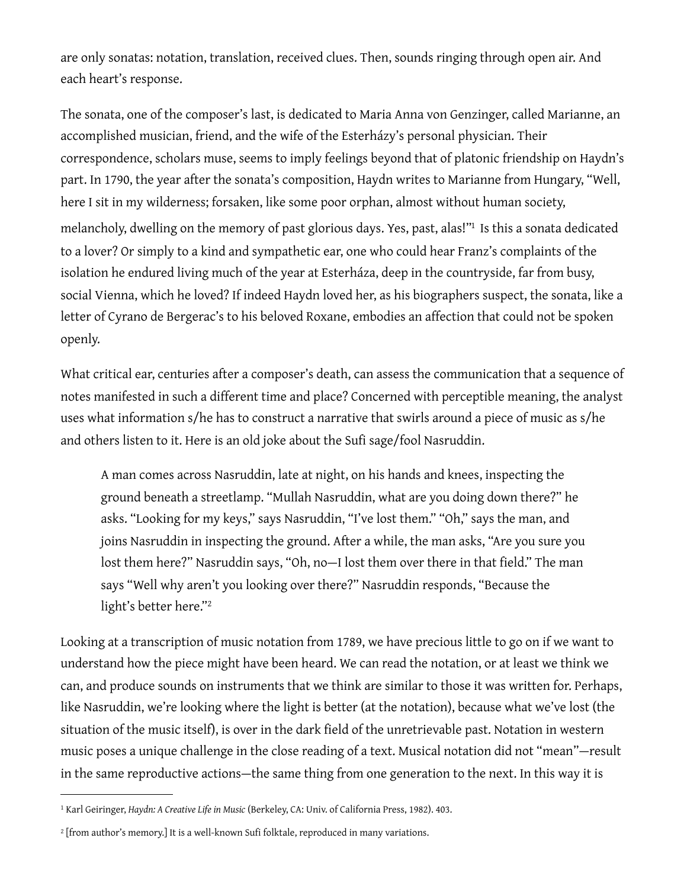are only sonatas: notation, translation, received clues. Then, sounds ringing through open air. And each heart's response.

The sonata, one of the composer's last, is dedicated to Maria Anna von Genzinger, called Marianne, an accomplished musician, friend, and the wife of the Esterházy's personal physician. Their correspondence, scholars muse, seems to imply feelings beyond that of platonic friendship on Haydn's part. In 1790, the year after the sonata's composition, Haydn writes to Marianne from Hungary, "Well, here I sit in my wilderness; forsaken, like some poor orphan, almost without human society, melancholy, dwelling on the memory of past glorious days. Yes, past, alas!"[1] Is this a sonata dedicated to a lover? Or simply to a kind and sympathetic ear, one who could hear Franz's complaints of the isolation he endured living much of the year at Esterháza, deep in the countryside, far from busy, social Vienna, which he loved? If indeed Haydn loved her, as his biographers suspect, the sonata, like a letter of Cyrano de Bergerac's to his beloved Roxane, embodies an affection that could not be spoken openly.

What critical ear, centuries after a composer's death, can assess the communication that a sequence of notes manifested in such a different time and place? Concerned with perceptible meaning, the analyst uses what information s/he has to construct a narrative that swirls around a piece of music as s/he and others listen to it. Here is an old joke about the Sufi sage/fool Nasruddin.

> A man comes across Nasruddin, late at night, on his hands and knees, inspecting the ground beneath a streetlamp. "Mullah Nasruddin, what are you doing down there?" he asks. "Looking for my keys," says Nasruddin, "I've lost them." "Oh," says the man, and joins Nasruddin in inspecting the ground. After a while, the man asks, "Are you sure you lost them here?" Nasruddin says, "Oh, no—I lost them over there in that field." The man says "Well why aren't you looking over there?" Nasruddin responds, "Because the light's better here."[2]

Looking at a transcription of music notation from 1789, we have precious little to go on if we want to understand how the piece might have been heard. We can read the notation, or at least we think we can, and produce sounds on instruments that we think are similar to those it was written for. Perhaps, like Nasruddin, we're looking where the light is better (at the notation), because what we've lost (the situation of the music itself), is over in the dark field of the unretrievable past. Notation in western music poses a unique challenge in the close reading of a text. Musical notation did not "mean"—result in the same reproductive actions—the same thing from one generation to the next. In this way it is

---

[1] Karl Geiringer, *Haydn: A Creative Life in Music* (Berkeley, CA: Univ. of California Press, 1982). 403.

[2] [from author's memory.] It is a well-known Sufi folktale, reproduced in many variations.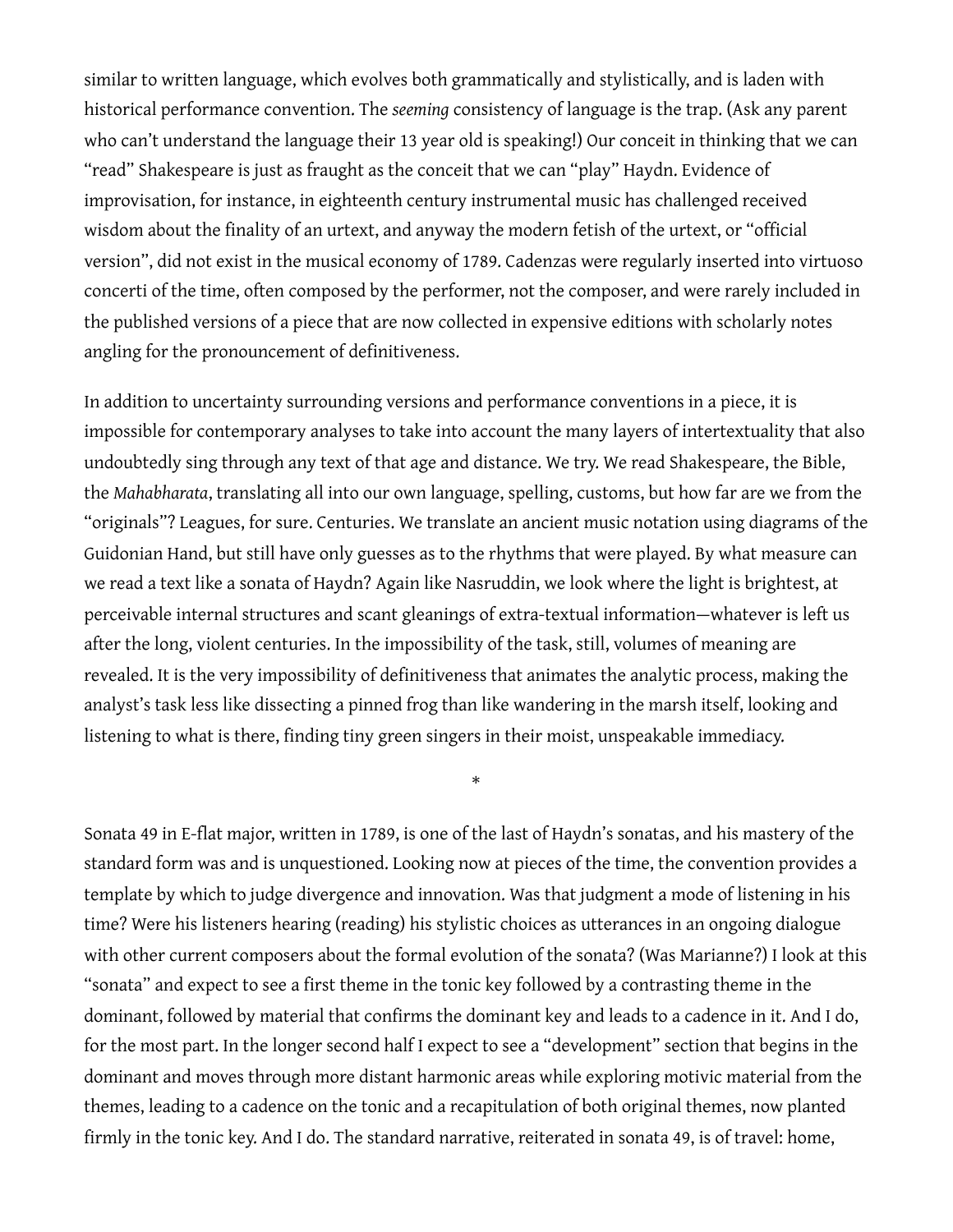similar to written language, which evolves both grammatically and stylistically, and is laden with historical performance convention. The *seeming* consistency of language is the trap. (Ask any parent who can't understand the language their 13 year old is speaking!) Our conceit in thinking that we can "read" Shakespeare is just as fraught as the conceit that we can "play" Haydn. Evidence of improvisation, for instance, in eighteenth century instrumental music has challenged received wisdom about the finality of an urtext, and anyway the modern fetish of the urtext, or "official version", did not exist in the musical economy of 1789. Cadenzas were regularly inserted into virtuoso concerti of the time, often composed by the performer, not the composer, and were rarely included in the published versions of a piece that are now collected in expensive editions with scholarly notes angling for the pronouncement of definitiveness.

In addition to uncertainty surrounding versions and performance conventions in a piece, it is impossible for contemporary analyses to take into account the many layers of intertextuality that also undoubtedly sing through any text of that age and distance. We try. We read Shakespeare, the Bible, the *Mahabharata*, translating all into our own language, spelling, customs, but how far are we from the "originals"? Leagues, for sure. Centuries. We translate an ancient music notation using diagrams of the Guidonian Hand, but still have only guesses as to the rhythms that were played. By what measure can we read a text like a sonata of Haydn? Again like Nasruddin, we look where the light is brightest, at perceivable internal structures and scant gleanings of extra-textual information—whatever is left us after the long, violent centuries. In the impossibility of the task, still, volumes of meaning are revealed. It is the very impossibility of definitiveness that animates the analytic process, making the analyst's task less like dissecting a pinned frog than like wandering in the marsh itself, looking and listening to what is there, finding tiny green singers in their moist, unspeakable immediacy.

*

Sonata 49 in E-flat major, written in 1789, is one of the last of Haydn's sonatas, and his mastery of the standard form was and is unquestioned. Looking now at pieces of the time, the convention provides a template by which to judge divergence and innovation. Was that judgment a mode of listening in his time? Were his listeners hearing (reading) his stylistic choices as utterances in an ongoing dialogue with other current composers about the formal evolution of the sonata? (Was Marianne?) I look at this "sonata" and expect to see a first theme in the tonic key followed by a contrasting theme in the dominant, followed by material that confirms the dominant key and leads to a cadence in it. And I do, for the most part. In the longer second half I expect to see a "development" section that begins in the dominant and moves through more distant harmonic areas while exploring motivic material from the themes, leading to a cadence on the tonic and a recapitulation of both original themes, now planted firmly in the tonic key. And I do. The standard narrative, reiterated in sonata 49, is of travel: home,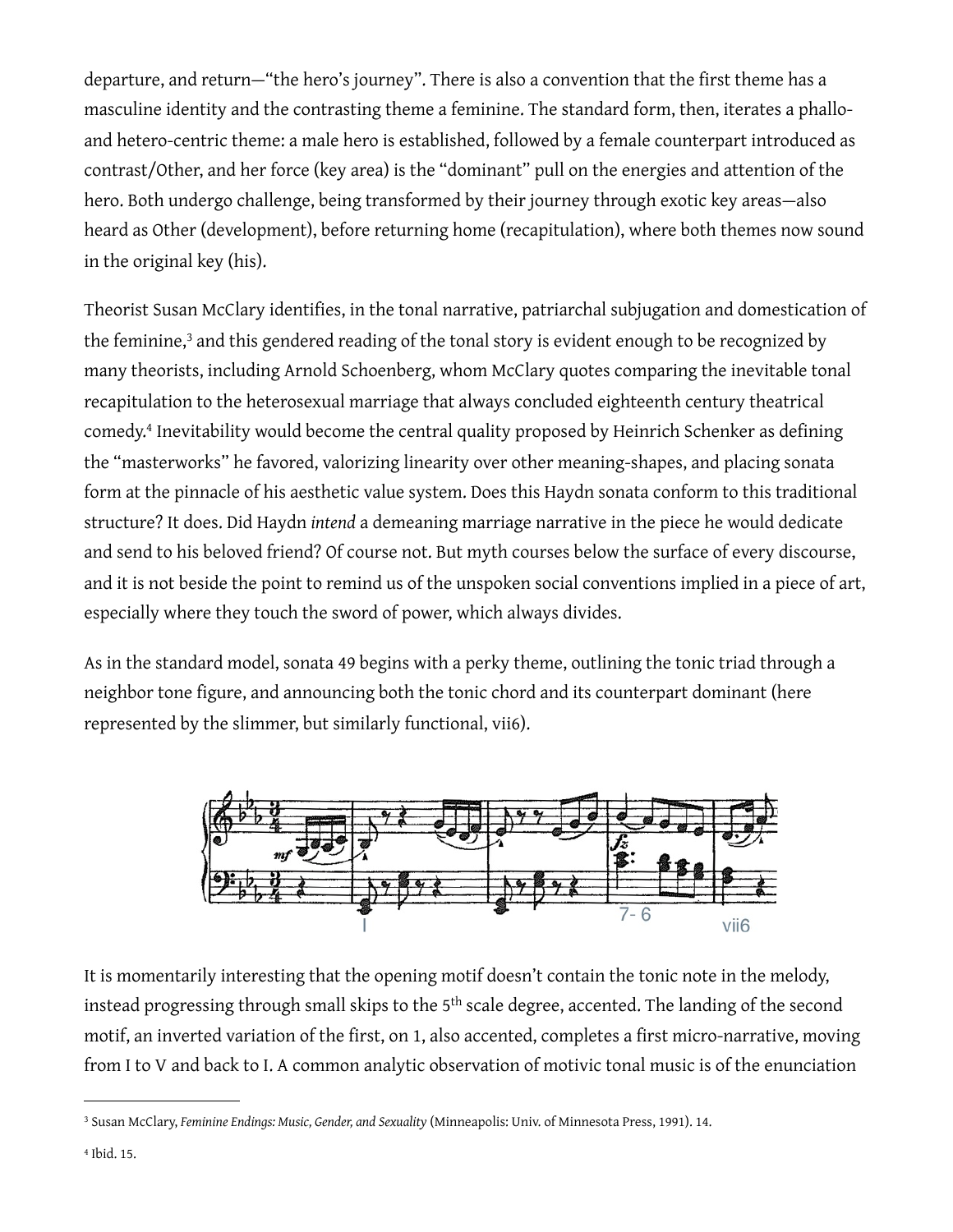departure, and return—"the hero's journey". There is also a convention that the first theme has a masculine identity and the contrasting theme a feminine. The standard form, then, iterates a phallo- and hetero-centric theme: a male hero is established, followed by a female counterpart introduced as contrast/Other, and her force (key area) is the "dominant" pull on the energies and attention of the hero. Both undergo challenge, being transformed by their journey through exotic key areas—also heard as Other (development), before returning home (recapitulation), where both themes now sound in the original key (his).

Theorist Susan McClary identifies, in the tonal narrative, patriarchal subjugation and domestication of the feminine,[3] and this gendered reading of the tonal story is evident enough to be recognized by many theorists, including Arnold Schoenberg, whom McClary quotes comparing the inevitable tonal recapitulation to the heterosexual marriage that always concluded eighteenth century theatrical comedy.[4] Inevitability would become the central quality proposed by Heinrich Schenker as defining the "masterworks" he favored, valorizing linearity over other meaning-shapes, and placing sonata form at the pinnacle of his aesthetic value system. Does this Haydn sonata conform to this traditional structure? It does. Did Haydn *intend* a demeaning marriage narrative in the piece he would dedicate and send to his beloved friend? Of course not. But myth courses below the surface of every discourse, and it is not beside the point to remind us of the unspoken social conventions implied in a piece of art, especially where they touch the sword of power, which always divides.

As in the standard model, sonata 49 begins with a perky theme, outlining the tonic triad through a neighbor tone figure, and announcing both the tonic chord and its counterpart dominant (here represented by the slimmer, but similarly functional, vii6).

It is momentarily interesting that the opening motif doesn't contain the tonic note in the melody, instead progressing through small skips to the 5th scale degree, accented. The landing of the second motif, an inverted variation of the first, on 1, also accented, completes a first micro-narrative, moving from I to V and back to I. A common analytic observation of motivic tonal music is of the enunciation

---

[3] Susan McClary, *Feminine Endings: Music, Gender, and Sexuality* (Minneapolis: Univ. of Minnesota Press, 1991). 14.

[4] Ibid. 15.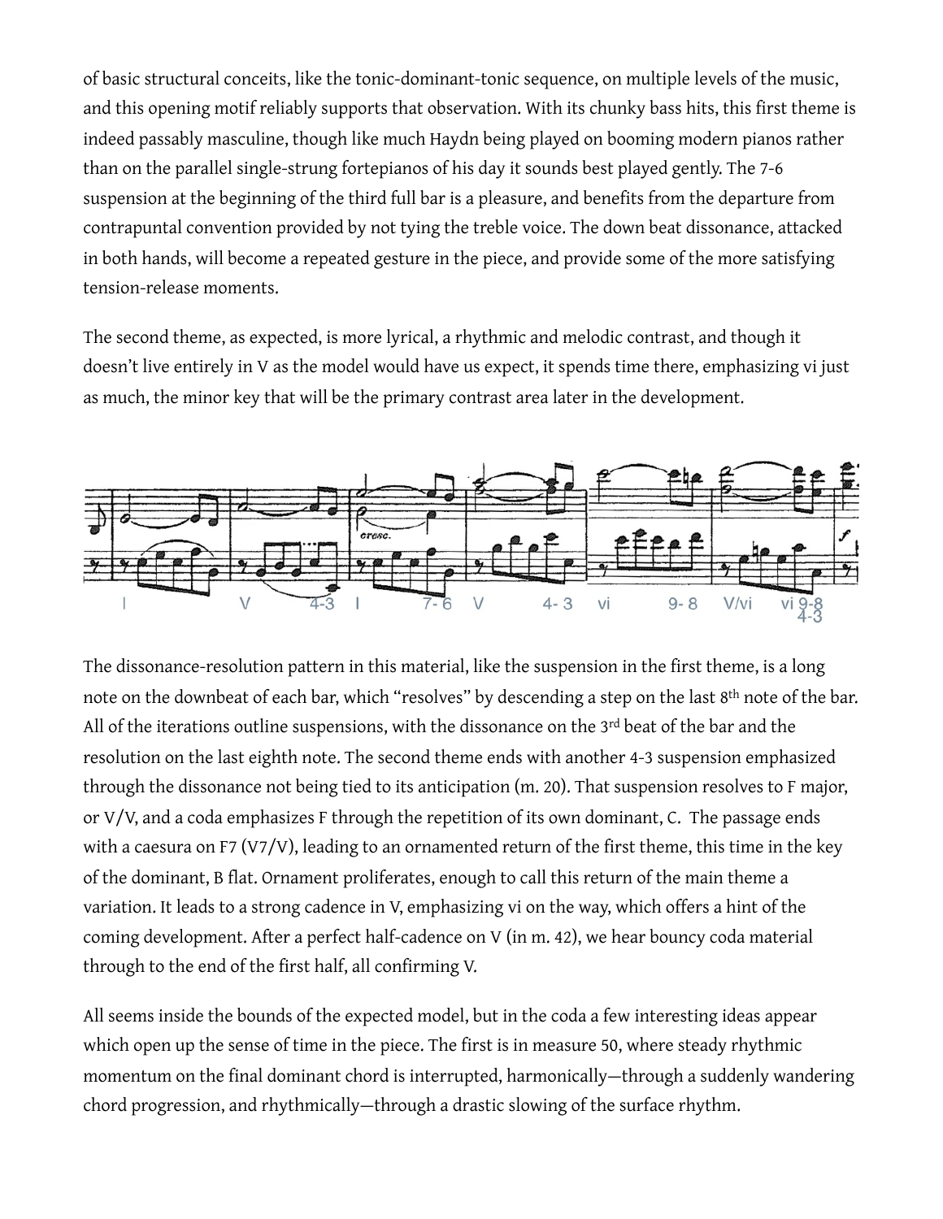of basic structural conceits, like the tonic-dominant-tonic sequence, on multiple levels of the music, and this opening motif reliably supports that observation. With its chunky bass hits, this first theme is indeed passably masculine, though like much Haydn being played on booming modern pianos rather than on the parallel single-strung fortepianos of his day it sounds best played gently. The 7-6 suspension at the beginning of the third full bar is a pleasure, and benefits from the departure from contrapuntal convention provided by not tying the treble voice. The down beat dissonance, attacked in both hands, will become a repeated gesture in the piece, and provide some of the more satisfying tension-release moments.

The second theme, as expected, is more lyrical, a rhythmic and melodic contrast, and though it doesn't live entirely in V as the model would have us expect, it spends time there, emphasizing vi just as much, the minor key that will be the primary contrast area later in the development.

The dissonance-resolution pattern in this material, like the suspension in the first theme, is a long note on the downbeat of each bar, which "resolves" by descending a step on the last 8th note of the bar. All of the iterations outline suspensions, with the dissonance on the 3rd beat of the bar and the resolution on the last eighth note. The second theme ends with another 4-3 suspension emphasized through the dissonance not being tied to its anticipation (m. 20). That suspension resolves to F major, or V/V, and a coda emphasizes F through the repetition of its own dominant, C. The passage ends with a caesura on F7 (V7/V), leading to an ornamented return of the first theme, this time in the key of the dominant, B flat. Ornament proliferates, enough to call this return of the main theme a variation. It leads to a strong cadence in V, emphasizing vi on the way, which offers a hint of the coming development. After a perfect half-cadence on V (in m. 42), we hear bouncy coda material through to the end of the first half, all confirming V.

All seems inside the bounds of the expected model, but in the coda a few interesting ideas appear which open up the sense of time in the piece. The first is in measure 50, where steady rhythmic momentum on the final dominant chord is interrupted, harmonically—through a suddenly wandering chord progression, and rhythmically—through a drastic slowing of the surface rhythm.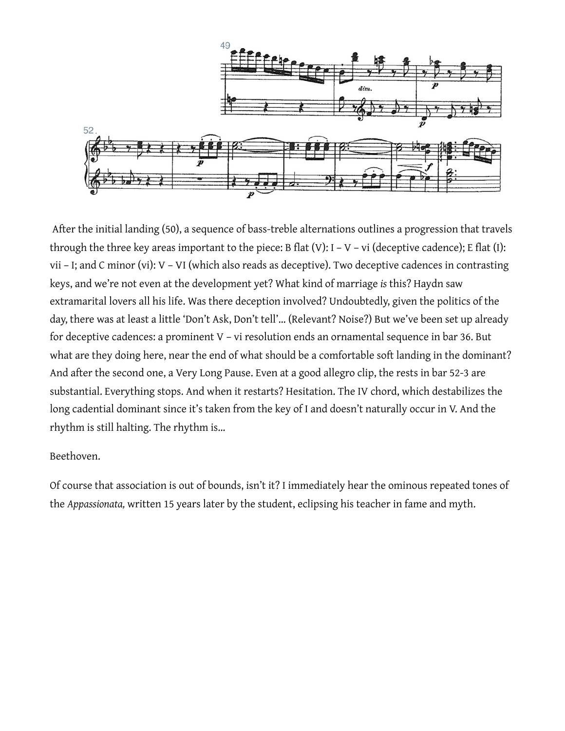After the initial landing (50), a sequence of bass-treble alternations outlines a progression that travels through the three key areas important to the piece: B flat (V): I – V – vi (deceptive cadence); E flat (I): vii – I; and C minor (vi): V – VI (which also reads as deceptive). Two deceptive cadences in contrasting keys, and we're not even at the development yet? What kind of marriage *is* this? Haydn saw extramarital lovers all his life. Was there deception involved? Undoubtedly, given the politics of the day, there was at least a little 'Don't Ask, Don't tell'… (Relevant? Noise?) But we've been set up already for deceptive cadences: a prominent V – vi resolution ends an ornamental sequence in bar 36. But what are they doing here, near the end of what should be a comfortable soft landing in the dominant? And after the second one, a Very Long Pause. Even at a good allegro clip, the rests in bar 52-3 are substantial. Everything stops. And when it restarts? Hesitation. The IV chord, which destabilizes the long cadential dominant since it's taken from the key of I and doesn't naturally occur in V. And the rhythm is still halting. The rhythm is…

Beethoven.

Of course that association is out of bounds, isn't it? I immediately hear the ominous repeated tones of the *Appassionata,* written 15 years later by the student, eclipsing his teacher in fame and myth.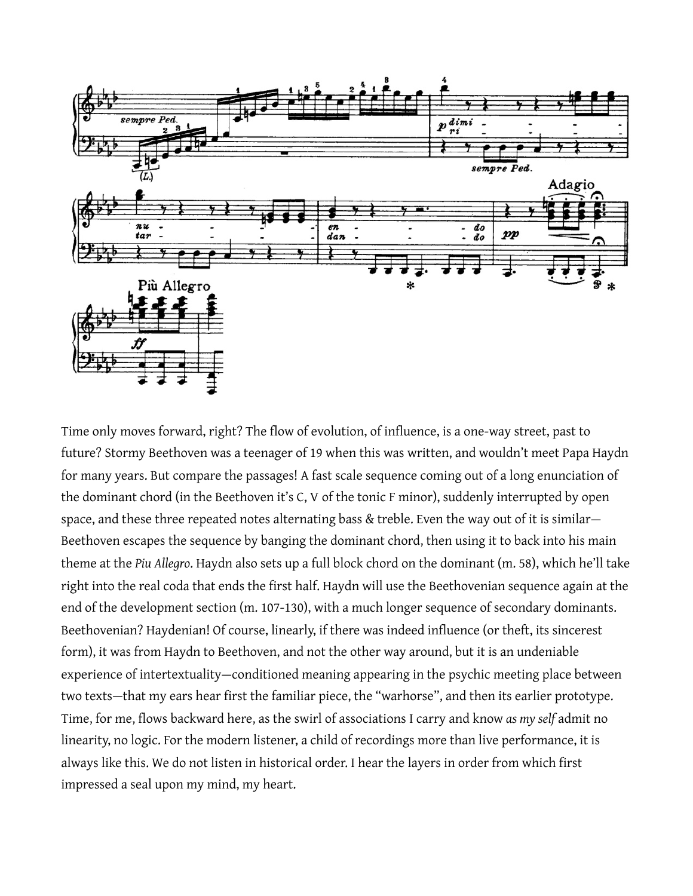Time only moves forward, right? The flow of evolution, of influence, is a one-way street, past to future? Stormy Beethoven was a teenager of 19 when this was written, and wouldn't meet Papa Haydn for many years. But compare the passages! A fast scale sequence coming out of a long enunciation of the dominant chord (in the Beethoven it's C, V of the tonic F minor), suddenly interrupted by open space, and these three repeated notes alternating bass & treble. Even the way out of it is similar— Beethoven escapes the sequence by banging the dominant chord, then using it to back into his main theme at the *Piu Allegro*. Haydn also sets up a full block chord on the dominant (m. 58), which he'll take right into the real coda that ends the first half. Haydn will use the Beethovenian sequence again at the end of the development section (m. 107-130), with a much longer sequence of secondary dominants. Beethovenian? Haydenian! Of course, linearly, if there was indeed influence (or theft, its sincerest form), it was from Haydn to Beethoven, and not the other way around, but it is an undeniable experience of intertextuality—conditioned meaning appearing in the psychic meeting place between two texts—that my ears hear first the familiar piece, the "warhorse", and then its earlier prototype. Time, for me, flows backward here, as the swirl of associations I carry and know *as my self* admit no linearity, no logic. For the modern listener, a child of recordings more than live performance, it is always like this. We do not listen in historical order. I hear the layers in order from which first impressed a seal upon my mind, my heart.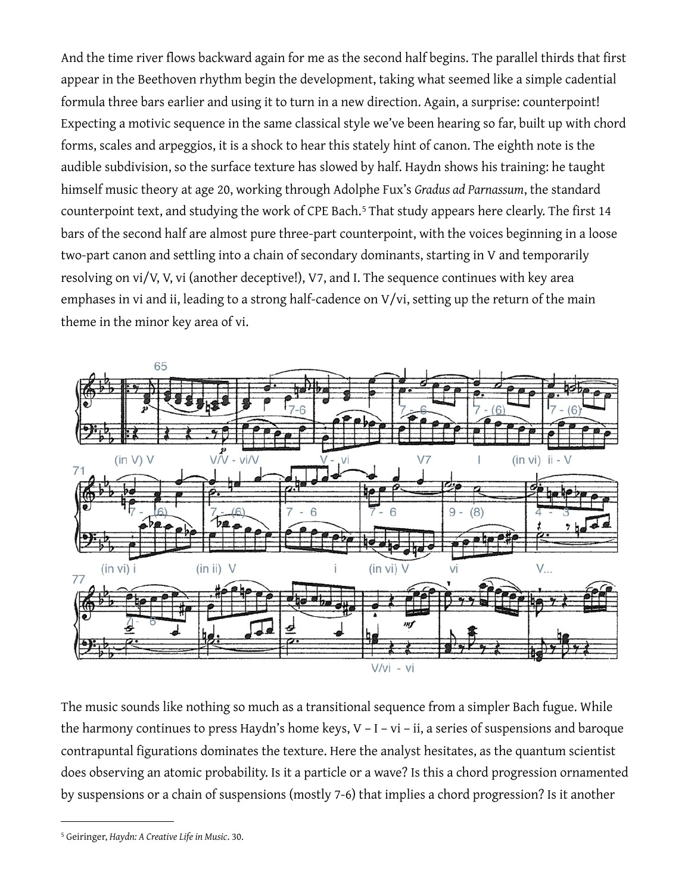And the time river flows backward again for me as the second half begins. The parallel thirds that first appear in the Beethoven rhythm begin the development, taking what seemed like a simple cadential formula three bars earlier and using it to turn in a new direction. Again, a surprise: counterpoint! Expecting a motivic sequence in the same classical style we've been hearing so far, built up with chord forms, scales and arpeggios, it is a shock to hear this stately hint of canon. The eighth note is the audible subdivision, so the surface texture has slowed by half. Haydn shows his training: he taught himself music theory at age 20, working through Adolphe Fux's *Gradus ad Parnassum*, the standard counterpoint text, and studying the work of CPE Bach.[5] That study appears here clearly. The first 14 bars of the second half are almost pure three-part counterpoint, with the voices beginning in a loose two-part canon and settling into a chain of secondary dominants, starting in V and temporarily resolving on vi/V, V, vi (another deceptive!), V7, and I. The sequence continues with key area emphases in vi and ii, leading to a strong half-cadence on V/vi, setting up the return of the main theme in the minor key area of vi.

The music sounds like nothing so much as a transitional sequence from a simpler Bach fugue. While the harmony continues to press Haydn's home keys, V – I – vi – ii, a series of suspensions and baroque contrapuntal figurations dominates the texture. Here the analyst hesitates, as the quantum scientist does observing an atomic probability. Is it a particle or a wave? Is this a chord progression ornamented by suspensions or a chain of suspensions (mostly 7-6) that implies a chord progression? Is it another

[5] Geiringer, *Haydn: A Creative Life in Music*. 30.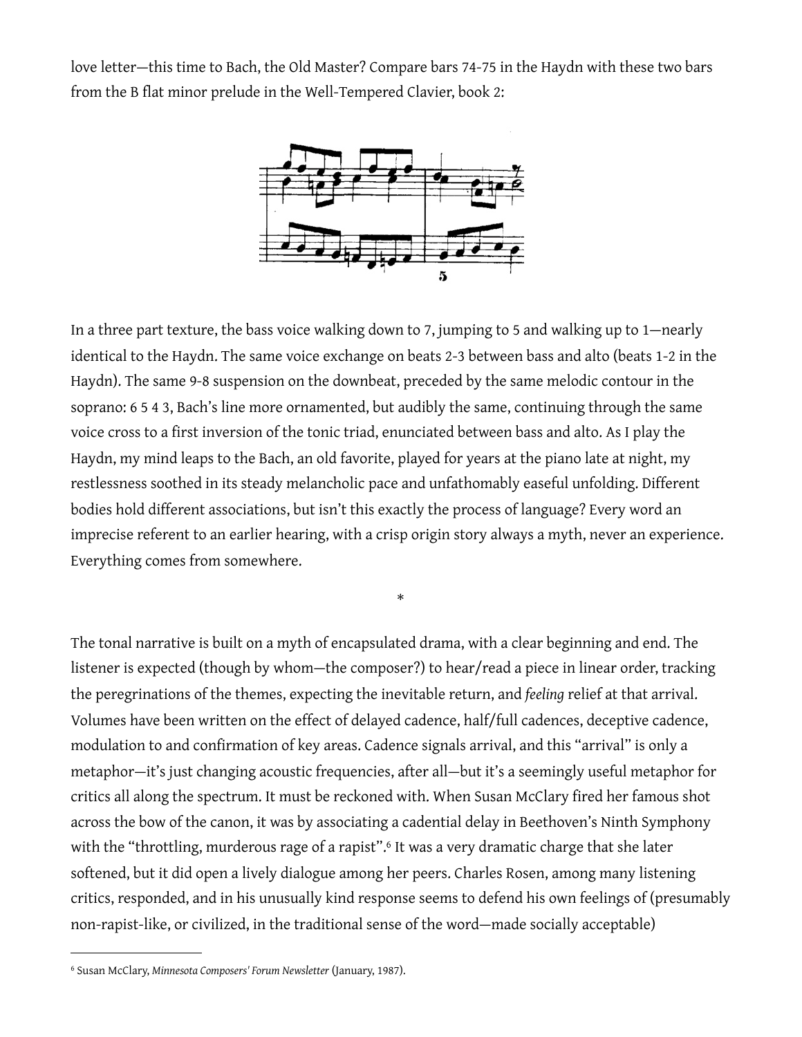love letter—this time to Bach, the Old Master? Compare bars 74-75 in the Haydn with these two bars from the B flat minor prelude in the Well-Tempered Clavier, book 2:

In a three part texture, the bass voice walking down to 7, jumping to 5 and walking up to 1—nearly identical to the Haydn. The same voice exchange on beats 2-3 between bass and alto (beats 1-2 in the Haydn). The same 9-8 suspension on the downbeat, preceded by the same melodic contour in the soprano: 6 5 4 3, Bach's line more ornamented, but audibly the same, continuing through the same voice cross to a first inversion of the tonic triad, enunciated between bass and alto. As I play the Haydn, my mind leaps to the Bach, an old favorite, played for years at the piano late at night, my restlessness soothed in its steady melancholic pace and unfathomably easeful unfolding. Different bodies hold different associations, but isn't this exactly the process of language? Every word an imprecise referent to an earlier hearing, with a crisp origin story always a myth, never an experience. Everything comes from somewhere.

\*

The tonal narrative is built on a myth of encapsulated drama, with a clear beginning and end. The listener is expected (though by whom—the composer?) to hear/read a piece in linear order, tracking the peregrinations of the themes, expecting the inevitable return, and *feeling* relief at that arrival. Volumes have been written on the effect of delayed cadence, half/full cadences, deceptive cadence, modulation to and confirmation of key areas. Cadence signals arrival, and this "arrival" is only a metaphor—it's just changing acoustic frequencies, after all—but it's a seemingly useful metaphor for critics all along the spectrum. It must be reckoned with. When Susan McClary fired her famous shot across the bow of the canon, it was by associating a cadential delay in Beethoven's Ninth Symphony with the "throttling, murderous rage of a rapist".[6] It was a very dramatic charge that she later softened, but it did open a lively dialogue among her peers. Charles Rosen, among many listening critics, responded, and in his unusually kind response seems to defend his own feelings of (presumably non-rapist-like, or civilized, in the traditional sense of the word—made socially acceptable)

---

[6] Susan McClary, *Minnesota Composers' Forum Newsletter* (January, 1987).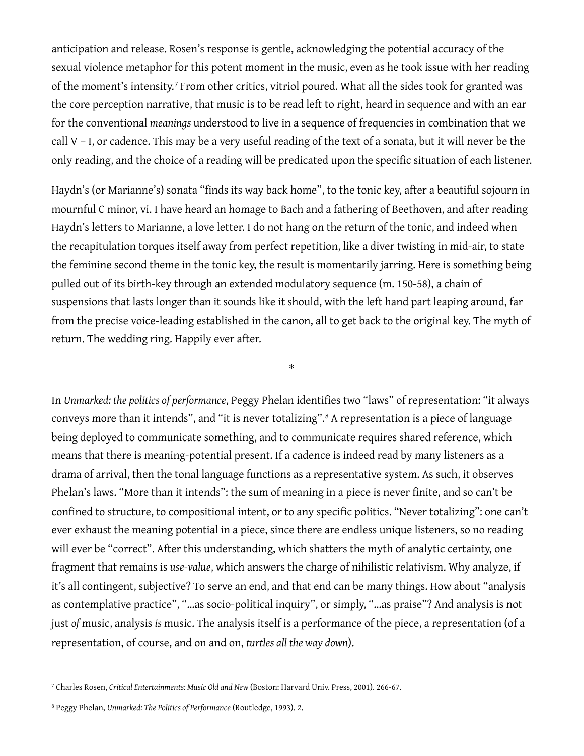anticipation and release. Rosen's response is gentle, acknowledging the potential accuracy of the sexual violence metaphor for this potent moment in the music, even as he took issue with her reading of the moment's intensity.[7] From other critics, vitriol poured. What all the sides took for granted was the core perception narrative, that music is to be read left to right, heard in sequence and with an ear for the conventional *meanings* understood to live in a sequence of frequencies in combination that we call V – I, or cadence. This may be a very useful reading of the text of a sonata, but it will never be the only reading, and the choice of a reading will be predicated upon the specific situation of each listener.

Haydn's (or Marianne's) sonata "finds its way back home", to the tonic key, after a beautiful sojourn in mournful C minor, vi. I have heard an homage to Bach and a fathering of Beethoven, and after reading Haydn's letters to Marianne, a love letter. I do not hang on the return of the tonic, and indeed when the recapitulation torques itself away from perfect repetition, like a diver twisting in mid-air, to state the feminine second theme in the tonic key, the result is momentarily jarring. Here is something being pulled out of its birth-key through an extended modulatory sequence (m. 150-58), a chain of suspensions that lasts longer than it sounds like it should, with the left hand part leaping around, far from the precise voice-leading established in the canon, all to get back to the original key. The myth of return. The wedding ring. Happily ever after.

*

In *Unmarked: the politics of performance*, Peggy Phelan identifies two "laws" of representation: "it always conveys more than it intends", and "it is never totalizing".[8] A representation is a piece of language being deployed to communicate something, and to communicate requires shared reference, which means that there is meaning-potential present. If a cadence is indeed read by many listeners as a drama of arrival, then the tonal language functions as a representative system. As such, it observes Phelan's laws. "More than it intends": the sum of meaning in a piece is never finite, and so can't be confined to structure, to compositional intent, or to any specific politics. "Never totalizing": one can't ever exhaust the meaning potential in a piece, since there are endless unique listeners, so no reading will ever be "correct". After this understanding, which shatters the myth of analytic certainty, one fragment that remains is *use-value*, which answers the charge of nihilistic relativism. Why analyze, if it's all contingent, subjective? To serve an end, and that end can be many things. How about "analysis as contemplative practice", "...as socio-political inquiry", or simply, "...as praise"? And analysis is not just *of* music, analysis *is* music. The analysis itself is a performance of the piece, a representation (of a representation, of course, and on and on, *turtles all the way down*).

---

[7] Charles Rosen, *Critical Entertainments: Music Old and New* (Boston: Harvard Univ. Press, 2001). 266-67.

[8] Peggy Phelan, *Unmarked: The Politics of Performance* (Routledge, 1993). 2.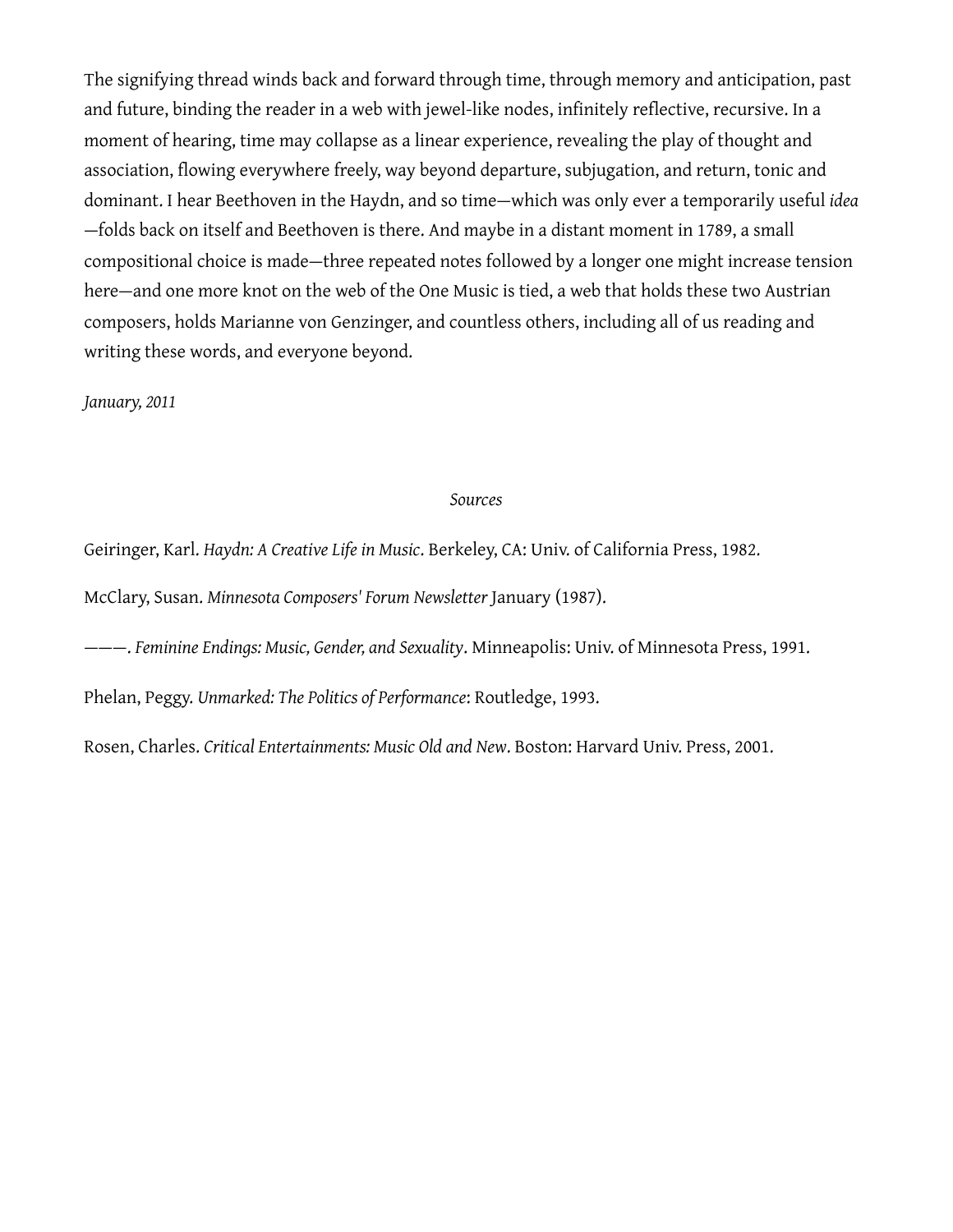The signifying thread winds back and forward through time, through memory and anticipation, past and future, binding the reader in a web with jewel-like nodes, infinitely reflective, recursive. In a moment of hearing, time may collapse as a linear experience, revealing the play of thought and association, flowing everywhere freely, way beyond departure, subjugation, and return, tonic and dominant. I hear Beethoven in the Haydn, and so time—which was only ever a temporarily useful *idea*—folds back on itself and Beethoven is there. And maybe in a distant moment in 1789, a small compositional choice is made—three repeated notes followed by a longer one might increase tension here—and one more knot on the web of the One Music is tied, a web that holds these two Austrian composers, holds Marianne von Genzinger, and countless others, including all of us reading and writing these words, and everyone beyond.

*January, 2011*

*Sources*

Geiringer, Karl. *Haydn: A Creative Life in Music*. Berkeley, CA: Univ. of California Press, 1982.

McClary, Susan. *Minnesota Composers' Forum Newsletter* January (1987).

———. *Feminine Endings: Music, Gender, and Sexuality*. Minneapolis: Univ. of Minnesota Press, 1991.

Phelan, Peggy. *Unmarked: The Politics of Performance*: Routledge, 1993.

Rosen, Charles. *Critical Entertainments: Music Old and New*. Boston: Harvard Univ. Press, 2001.